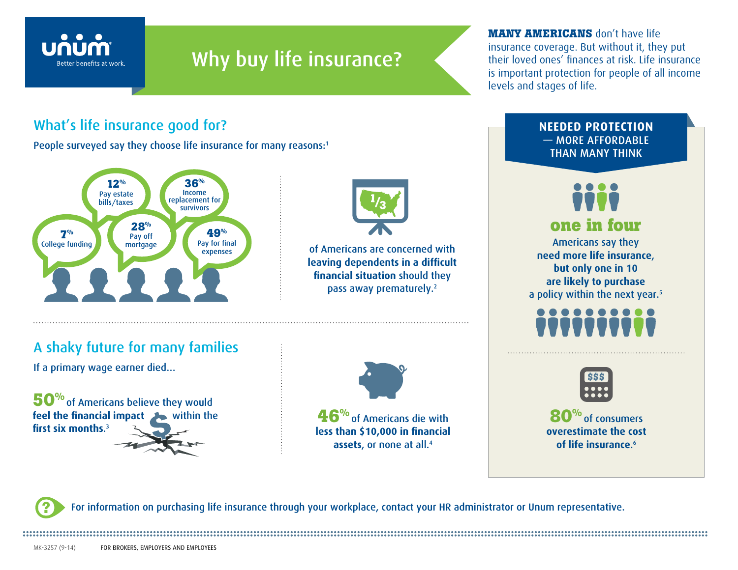unum
Better benefits at work.

# Why buy life insurance?

**MANY AMERICANS** don't have life insurance coverage. But without it, they put their loved ones' finances at risk. Life insurance is important protection for people of all income levels and stages of life.

## What's life insurance good for?

People surveyed say they choose life insurance for many reasons:[1]

- **12%** Pay estate bills/taxes
- **36%** Income replacement for survivors
- **7%** College funding
- **28%** Pay off mortgage
- **49%** Pay for final expenses

1/3 of Americans are concerned with **leaving dependents in a difficult financial situation** should they pass away prematurely.[2]

## A shaky future for many families

If a primary wage earner died...

**50%** of Americans believe they would **feel the financial impact** within the **first six months.**[3]

**46%** of Americans die with **less than $10,000 in financial assets**, or none at all.[4]

## NEEDED PROTECTION — MORE AFFORDABLE THAN MANY THINK

**one in four** Americans say they **need more life insurance, but only one in 10 are likely to purchase** a policy within the next year.[5]

**80%** of consumers **overestimate the cost of life insurance.**[6]

For information on purchasing life insurance through your workplace, contact your HR administrator or Unum representative.

MK-3257 (9-14) FOR BROKERS, EMPLOYERS AND EMPLOYEES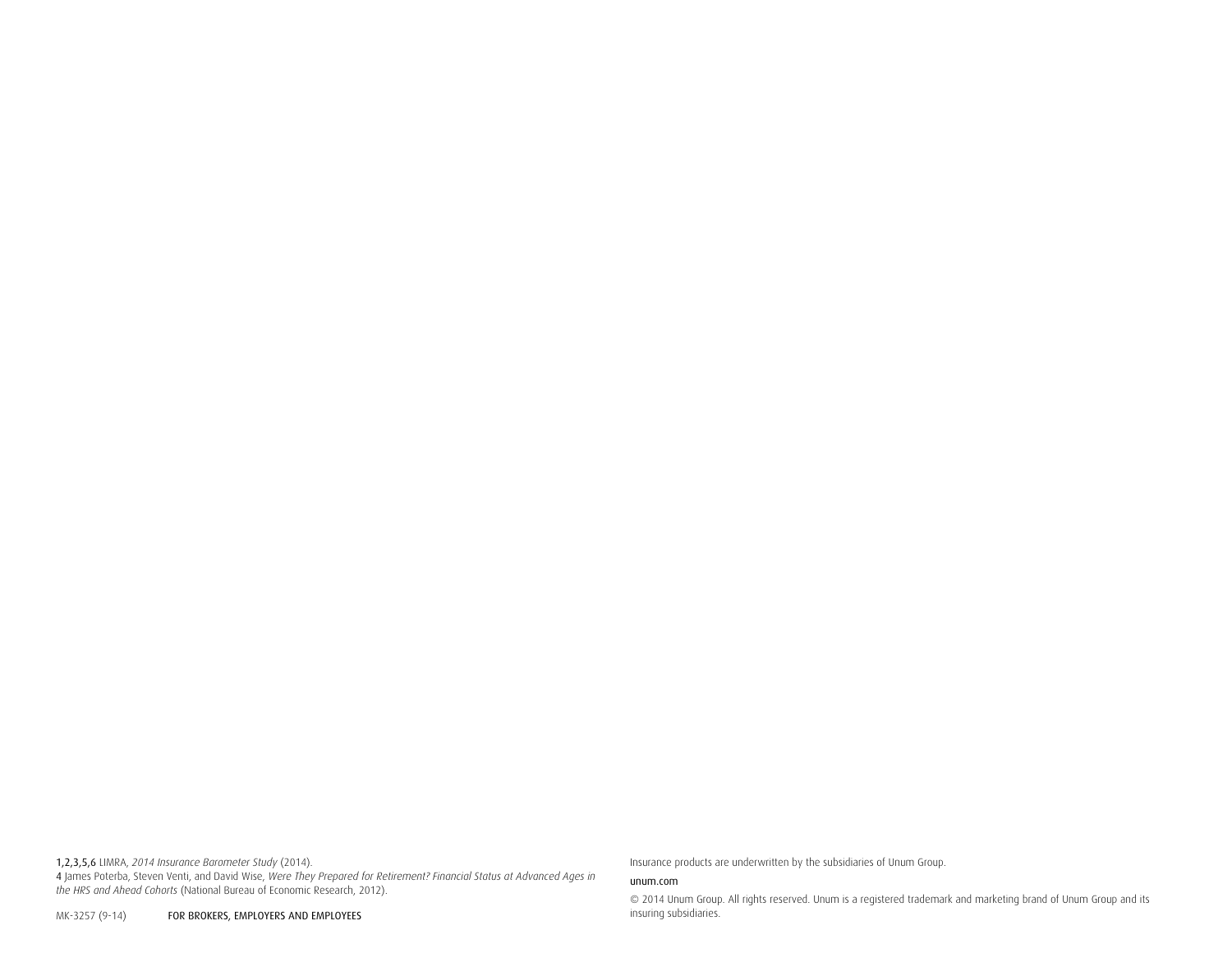**1,2,3,5,6** LIMRA, *2014 Insurance Barometer Study* (2014).
**4** James Poterba, Steven Venti, and David Wise, *Were They Prepared for Retirement? Financial Status at Advanced Ages in the HRS and Ahead Cohorts* (National Bureau of Economic Research, 2012).

MK-3257 (9-14) FOR BROKERS, EMPLOYERS AND EMPLOYEES

Insurance products are underwritten by the subsidiaries of Unum Group.

unum.com

© 2014 Unum Group. All rights reserved. Unum is a registered trademark and marketing brand of Unum Group and its insuring subsidiaries.